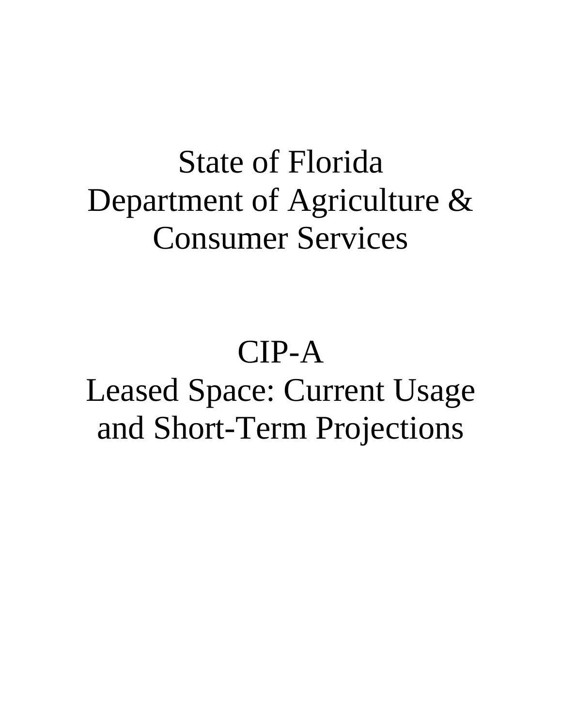# State of Florida
# Department of Agriculture & Consumer Services

# CIP-A
# Leased Space: Current Usage and Short-Term Projections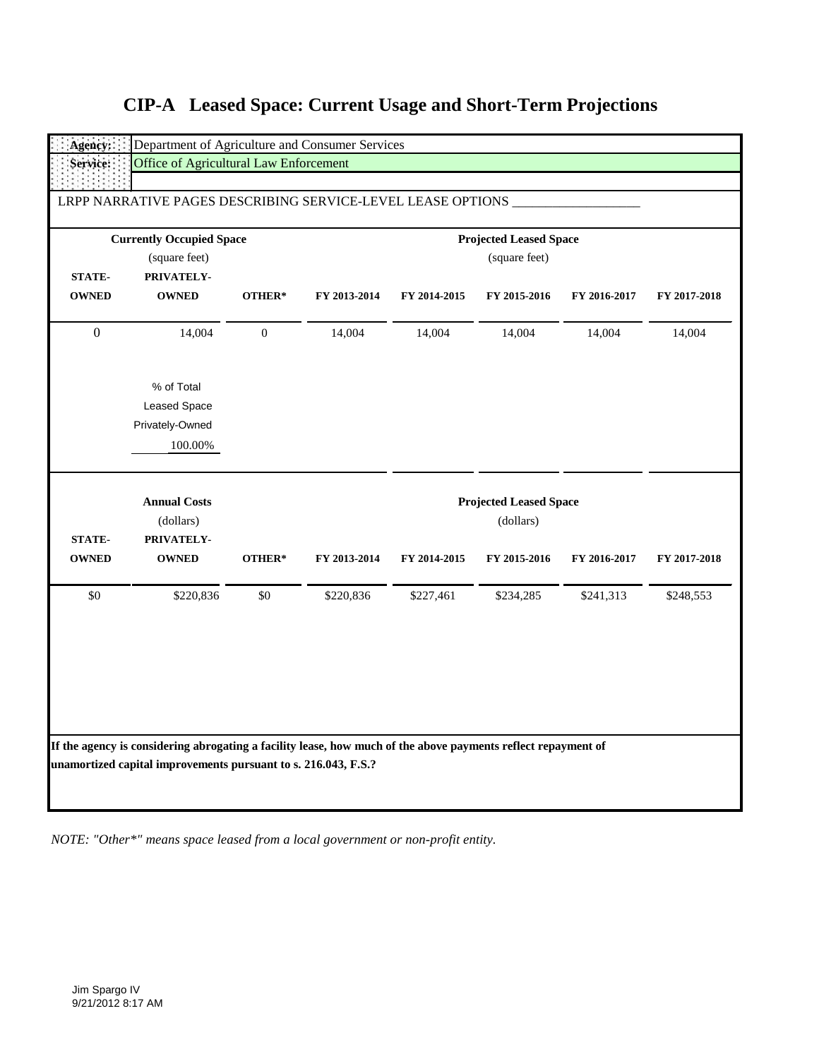# CIP-A Leased Space: Current Usage and Short-Term Projections

**Agency:** Department of Agriculture and Consumer Services

**Service:** Office of Agricultural Law Enforcement

LRPP NARRATIVE PAGES DESCRIBING SERVICE-LEVEL LEASE OPTIONS ___________________

| Currently Occupied Space (square feet) | | | Projected Leased Space (square feet) | | | | |
|---|---|---|---|---|---|---|---|
| **STATE-OWNED** | **PRIVATELY-OWNED** | **OTHER*** | **FY 2013-2014** | **FY 2014-2015** | **FY 2015-2016** | **FY 2016-2017** | **FY 2017-2018** |
| 0 | 14,004 | 0 | 14,004 | 14,004 | 14,004 | 14,004 | 14,004 |

% of Total Leased Space Privately-Owned: 100.00%

| Annual Costs (dollars) | | | Projected Leased Space (dollars) | | | | |
|---|---|---|---|---|---|---|---|
| **STATE-OWNED** | **PRIVATELY-OWNED** | **OTHER*** | **FY 2013-2014** | **FY 2014-2015** | **FY 2015-2016** | **FY 2016-2017** | **FY 2017-2018** |
| $0 | $220,836 | $0 | $220,836 | $227,461 | $234,285 | $241,313 | $248,553 |

**If the agency is considering abrogating a facility lease, how much of the above payments reflect repayment of unamortized capital improvements pursuant to s. 216.043, F.S.?**

*NOTE: "Other*" means space leased from a local government or non-profit entity.*

Jim Spargo IV
9/21/2012 8:17 AM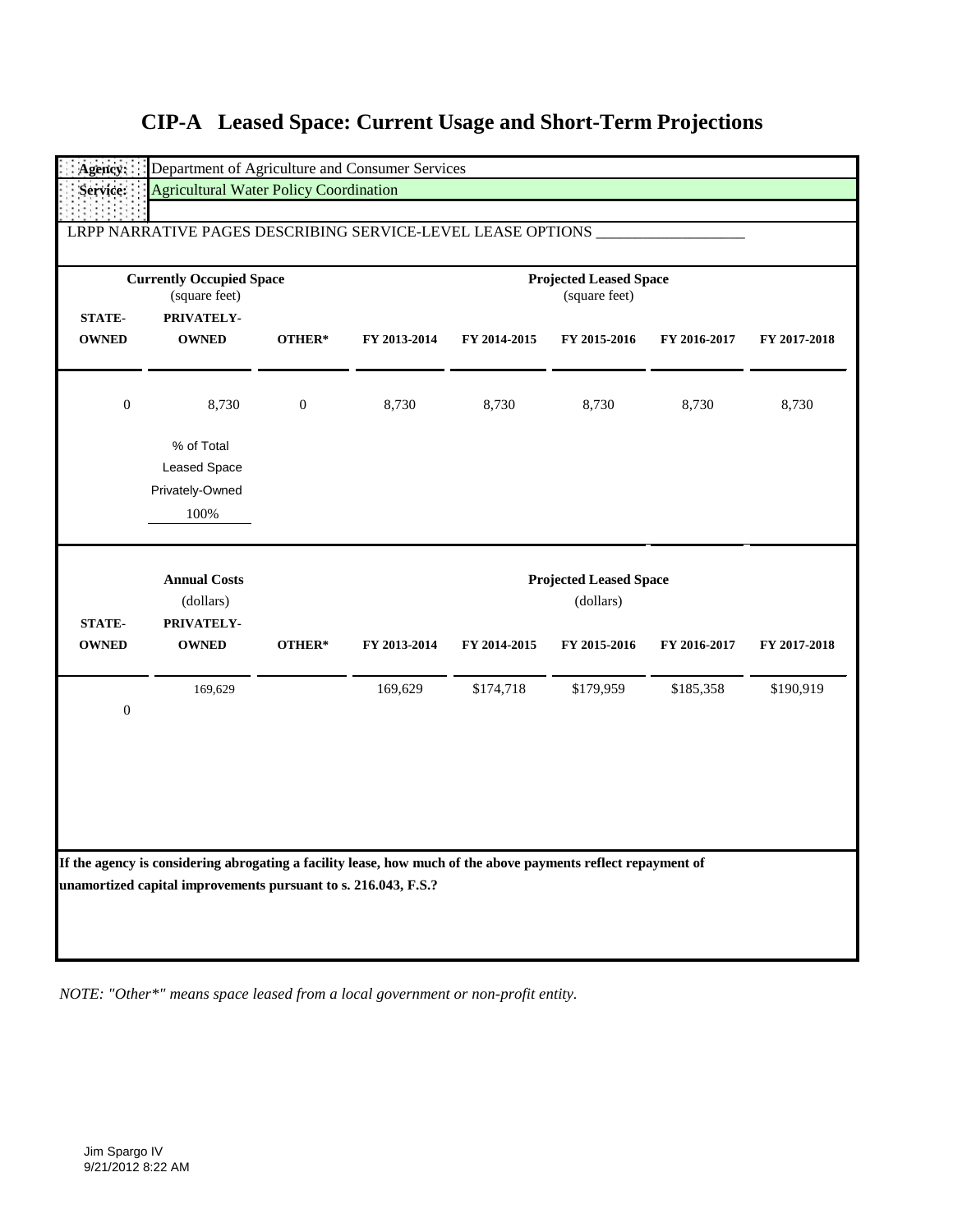# CIP-A Leased Space: Current Usage and Short-Term Projections

| Agency: | Department of Agriculture and Consumer Services |
|---|---|
| Service: | Agricultural Water Policy Coordination |

LRPP NARRATIVE PAGES DESCRIBING SERVICE-LEVEL LEASE OPTIONS ___________________

| Currently Occupied Space (square feet) | | | Projected Leased Space (square feet) | | | | |
|---|---|---|---|---|---|---|---|
| STATE-OWNED | PRIVATELY-OWNED | OTHER* | FY 2013-2014 | FY 2014-2015 | FY 2015-2016 | FY 2016-2017 | FY 2017-2018 |
| 0 | 8,730 | 0 | 8,730 | 8,730 | 8,730 | 8,730 | 8,730 |
| | % of Total Leased Space Privately-Owned 100% | | | | | | |

| Annual Costs (dollars) | | | Projected Leased Space (dollars) | | | | |
|---|---|---|---|---|---|---|---|
| STATE-OWNED | PRIVATELY-OWNED | OTHER* | FY 2013-2014 | FY 2014-2015 | FY 2015-2016 | FY 2016-2017 | FY 2017-2018 |
| 0 | 169,629 | | 169,629 | $174,718 | $179,959 | $185,358 | $190,919 |

**If the agency is considering abrogating a facility lease, how much of the above payments reflect repayment of unamortized capital improvements pursuant to s. 216.043, F.S.?**

*NOTE: "Other*" means space leased from a local government or non-profit entity.*

Jim Spargo IV
9/21/2012 8:22 AM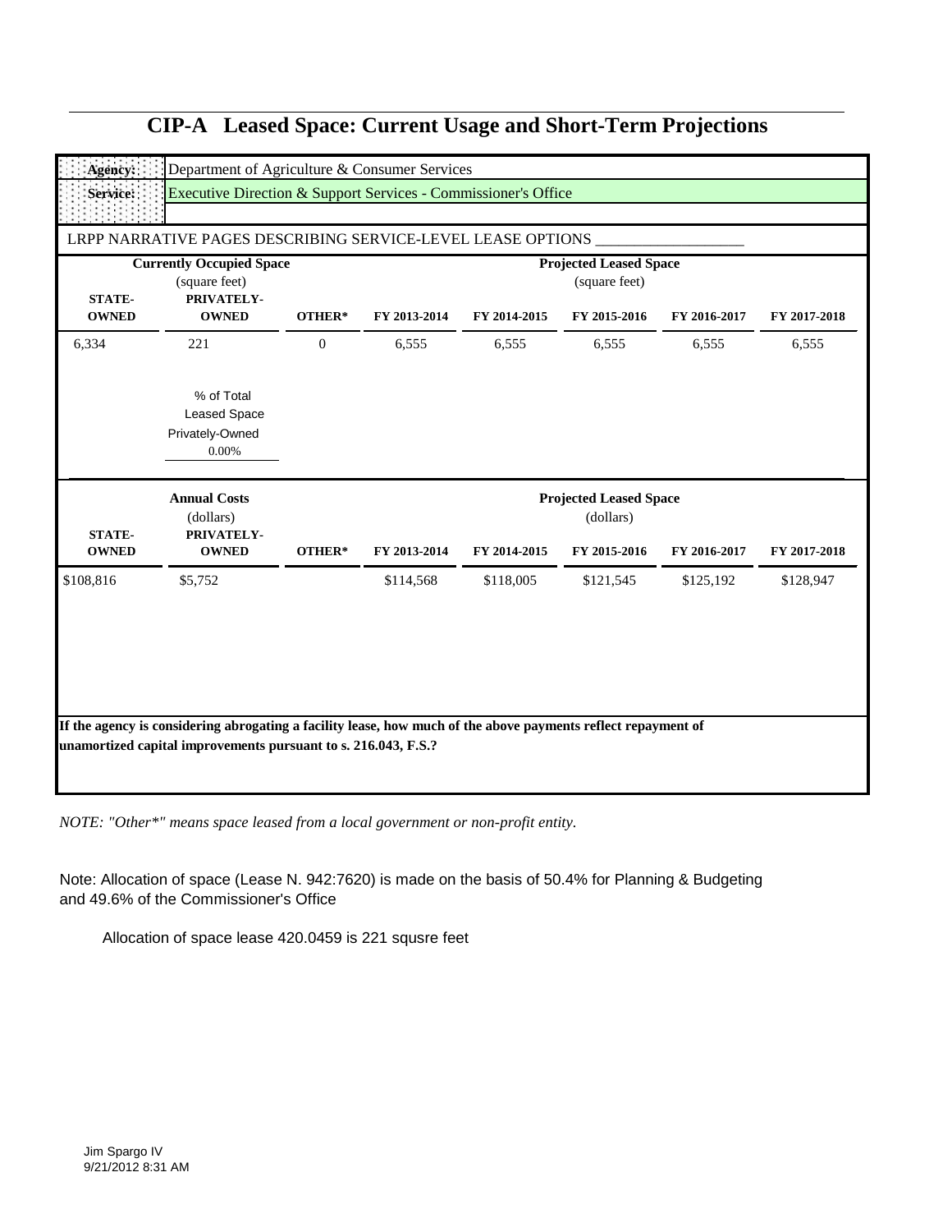# CIP-A Leased Space: Current Usage and Short-Term Projections

**Agency:** Department of Agriculture & Consumer Services

**Service:** Executive Direction & Support Services - Commissioner's Office

LRPP NARRATIVE PAGES DESCRIBING SERVICE-LEVEL LEASE OPTIONS ___________________

| Currently Occupied Space (square feet) | | | Projected Leased Space (square feet) | | | | |
|---|---|---|---|---|---|---|---|
| **STATE-OWNED** | **PRIVATELY-OWNED** | **OTHER*** | **FY 2013-2014** | **FY 2014-2015** | **FY 2015-2016** | **FY 2016-2017** | **FY 2017-2018** |
| 6,334 | 221 | 0 | 6,555 | 6,555 | 6,555 | 6,555 | 6,555 |

% of Total Leased Space Privately-Owned
0.00%

| Annual Costs (dollars) | | | Projected Leased Space (dollars) | | | | |
|---|---|---|---|---|---|---|---|
| **STATE-OWNED** | **PRIVATELY-OWNED** | **OTHER*** | **FY 2013-2014** | **FY 2014-2015** | **FY 2015-2016** | **FY 2016-2017** | **FY 2017-2018** |
| $108,816 | $5,752 | | $114,568 | $118,005 | $121,545 | $125,192 | $128,947 |

**If the agency is considering abrogating a facility lease, how much of the above payments reflect repayment of unamortized capital improvements pursuant to s. 216.043, F.S.?**

*NOTE: "Other*" means space leased from a local government or non-profit entity.*

Note: Allocation of space (Lease N. 942:7620) is made on the basis of 50.4% for Planning & Budgeting and 49.6% of the Commissioner's Office

Allocation of space lease 420.0459 is 221 squsre feet

Jim Spargo IV
9/21/2012 8:31 AM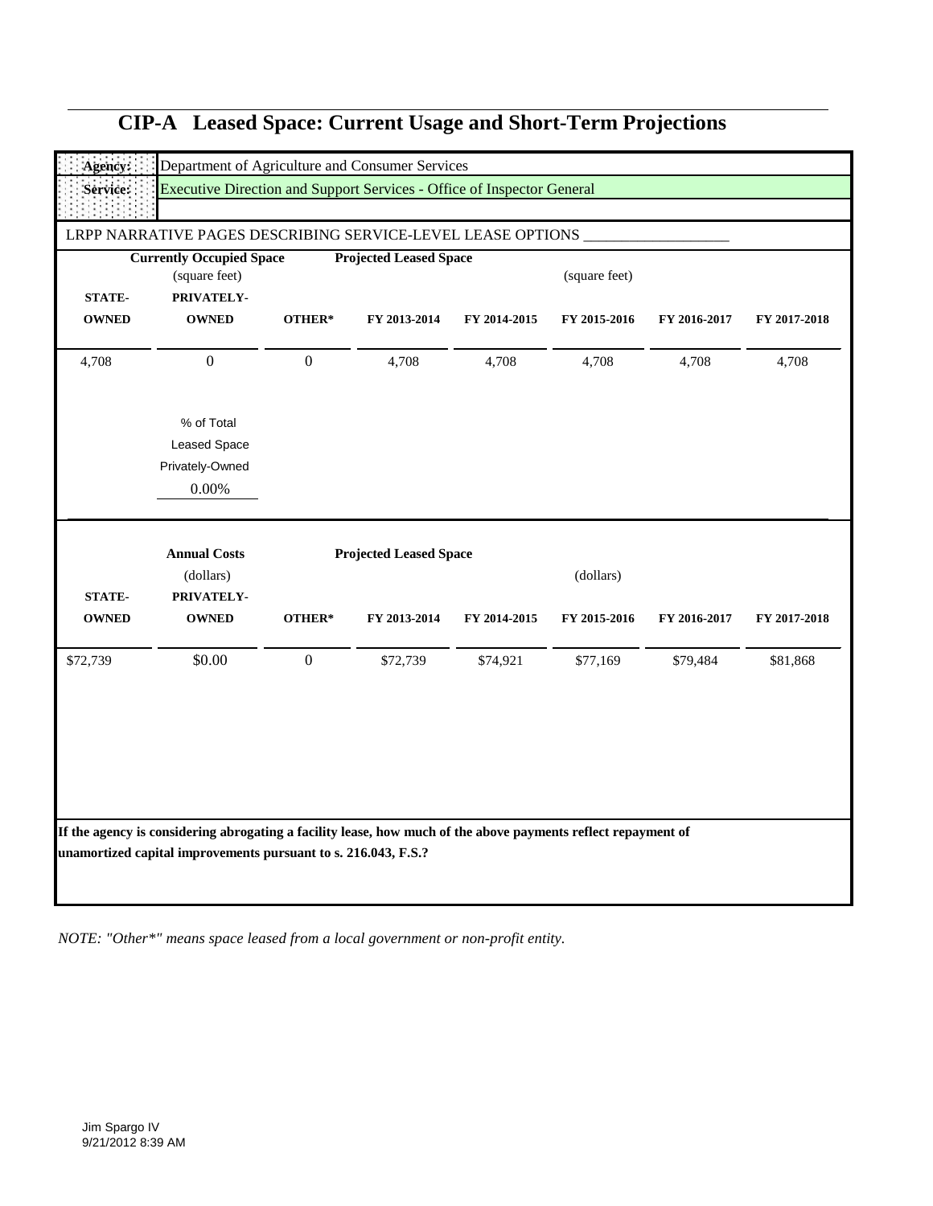# CIP-A Leased Space: Current Usage and Short-Term Projections

| **Agency:** | Department of Agriculture and Consumer Services |
|---|---|
| **Service:** | Executive Direction and Support Services - Office of Inspector General |

LRPP NARRATIVE PAGES DESCRIBING SERVICE-LEVEL LEASE OPTIONS ___________________

| Currently Occupied Space (square feet) | | | Projected Leased Space (square feet) | | | | |
|---|---|---|---|---|---|---|---|
| **STATE-OWNED** | **PRIVATELY-OWNED** | **OTHER*** | **FY 2013-2014** | **FY 2014-2015** | **FY 2015-2016** | **FY 2016-2017** | **FY 2017-2018** |
| 4,708 | 0 | 0 | 4,708 | 4,708 | 4,708 | 4,708 | 4,708 |

% of Total Leased Space Privately-Owned
0.00%

| Annual Costs (dollars) | | | Projected Leased Space (dollars) | | | | |
|---|---|---|---|---|---|---|---|
| **STATE-OWNED** | **PRIVATELY-OWNED** | **OTHER*** | **FY 2013-2014** | **FY 2014-2015** | **FY 2015-2016** | **FY 2016-2017** | **FY 2017-2018** |
| $72,739 | $0.00 | 0 | $72,739 | $74,921 | $77,169 | $79,484 | $81,868 |

**If the agency is considering abrogating a facility lease, how much of the above payments reflect repayment of unamortized capital improvements pursuant to s. 216.043, F.S.?**

*NOTE: "Other*" means space leased from a local government or non-profit entity.*

Jim Spargo IV
9/21/2012 8:39 AM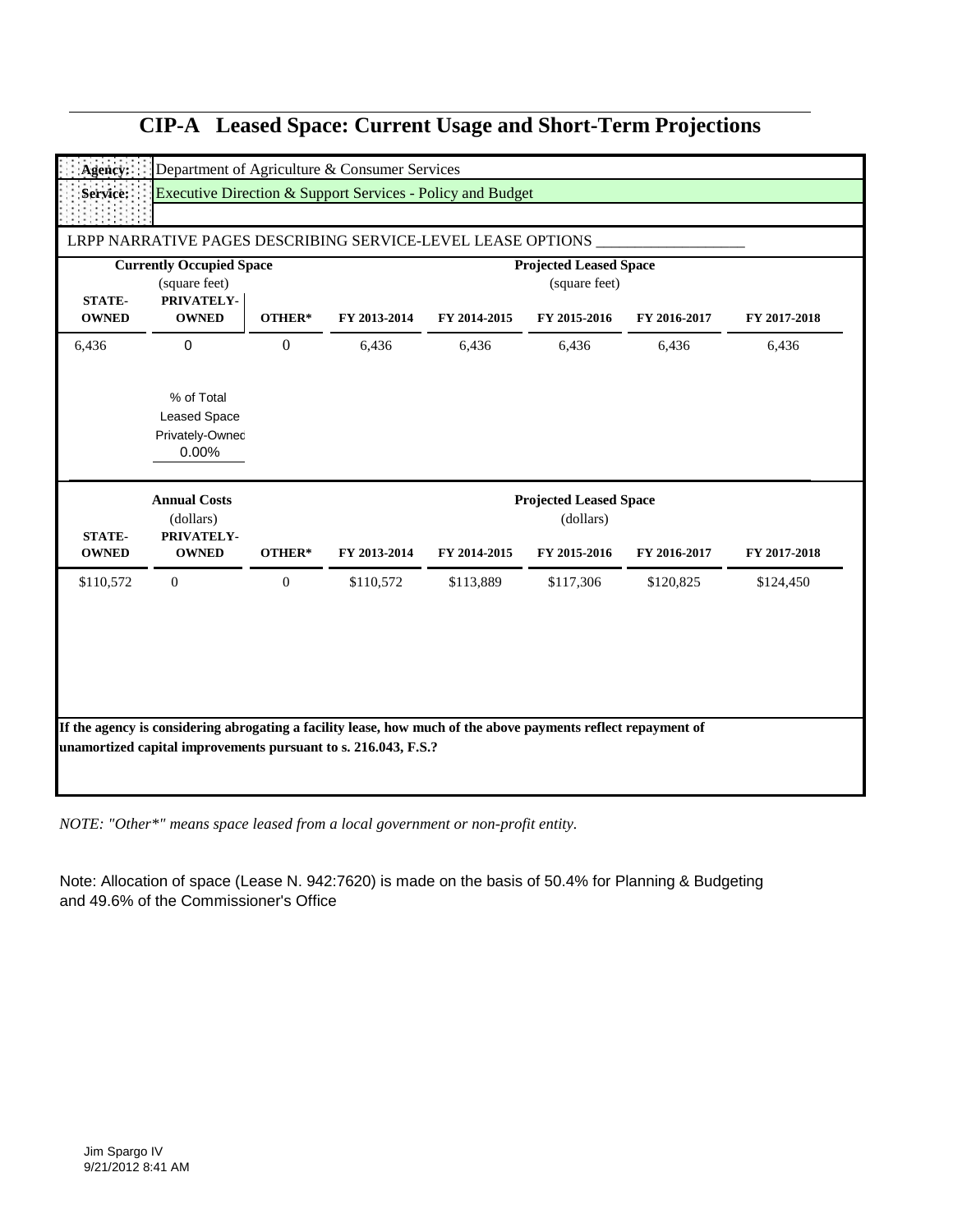# CIP-A Leased Space: Current Usage and Short-Term Projections

**Agency:** Department of Agriculture & Consumer Services

**Service:** Executive Direction & Support Services - Policy and Budget

LRPP NARRATIVE PAGES DESCRIBING SERVICE-LEVEL LEASE OPTIONS ___________________

| Currently Occupied Space (square feet) | | | Projected Leased Space (square feet) | | | | |
|---|---|---|---|---|---|---|---|
| **STATE-OWNED** | **PRIVATELY-OWNED** | **OTHER*** | **FY 2013-2014** | **FY 2014-2015** | **FY 2015-2016** | **FY 2016-2017** | **FY 2017-2018** |
| 6,436 | 0 | 0 | 6,436 | 6,436 | 6,436 | 6,436 | 6,436 |

% of Total Leased Space Privately-Owned: 0.00%

| Annual Costs (dollars) | | | Projected Leased Space (dollars) | | | | |
|---|---|---|---|---|---|---|---|
| **STATE-OWNED** | **PRIVATELY-OWNED** | **OTHER*** | **FY 2013-2014** | **FY 2014-2015** | **FY 2015-2016** | **FY 2016-2017** | **FY 2017-2018** |
| $110,572 | 0 | 0 | $110,572 | $113,889 | $117,306 | $120,825 | $124,450 |

**If the agency is considering abrogating a facility lease, how much of the above payments reflect repayment of unamortized capital improvements pursuant to s. 216.043, F.S.?**

*NOTE: "Other*" means space leased from a local government or non-profit entity.*

Note: Allocation of space (Lease N. 942:7620) is made on the basis of 50.4% for Planning & Budgeting and 49.6% of the Commissioner's Office

Jim Spargo IV
9/21/2012 8:41 AM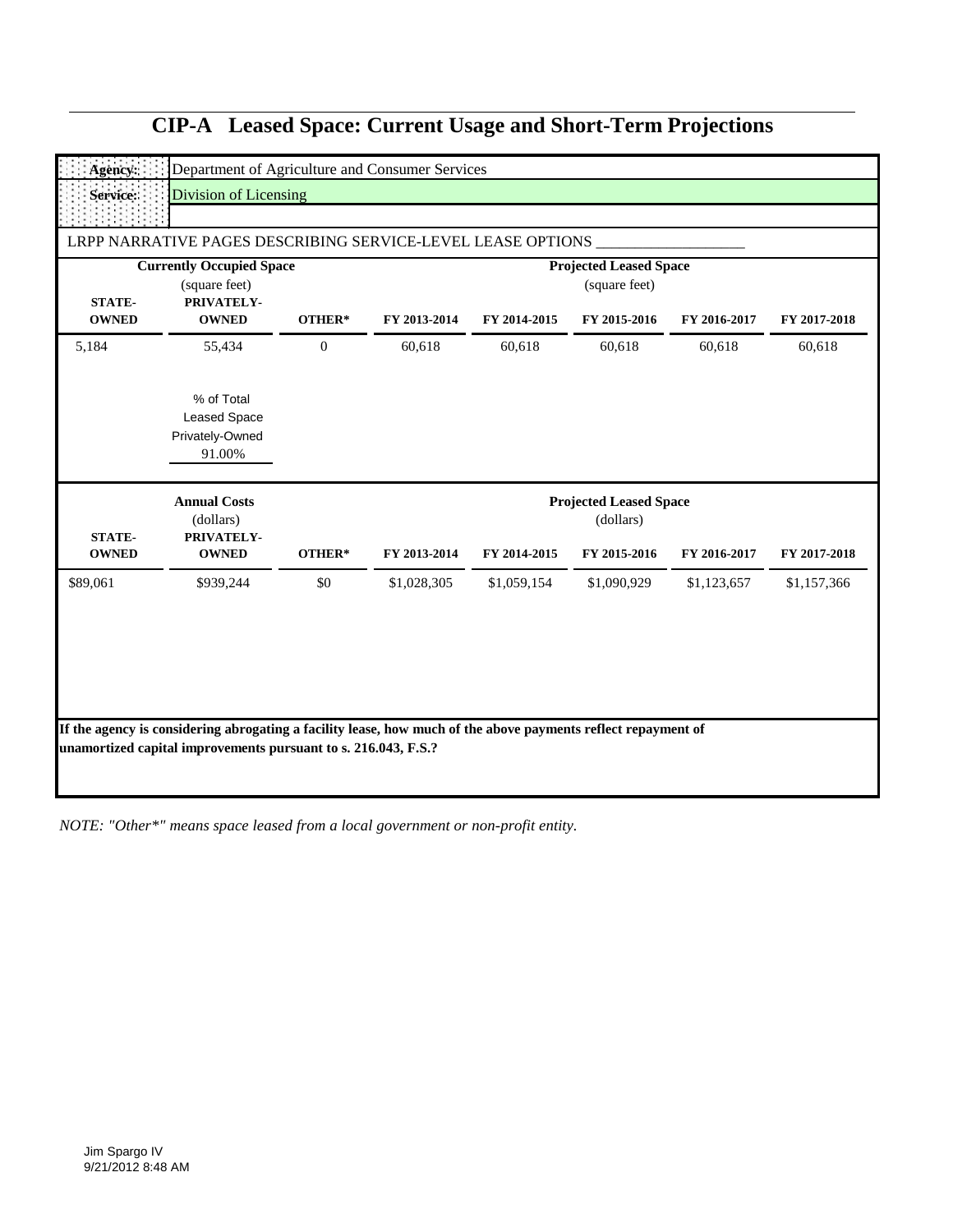# CIP-A Leased Space: Current Usage and Short-Term Projections

| | |
|---|---|
| **Agency:** | Department of Agriculture and Consumer Services |
| **Service:** | Division of Licensing |

LRPP NARRATIVE PAGES DESCRIBING SERVICE-LEVEL LEASE OPTIONS ___________________

| Currently Occupied Space (square feet) | | | Projected Leased Space (square feet) | | | | |
|---|---|---|---|---|---|---|---|
| **STATE-OWNED** | **PRIVATELY-OWNED** | **OTHER*** | **FY 2013-2014** | **FY 2014-2015** | **FY 2015-2016** | **FY 2016-2017** | **FY 2017-2018** |
| 5,184 | 55,434 | 0 | 60,618 | 60,618 | 60,618 | 60,618 | 60,618 |

% of Total Leased Space Privately-Owned
91.00%

| Annual Costs (dollars) | | | Projected Leased Space (dollars) | | | | |
|---|---|---|---|---|---|---|---|
| **STATE-OWNED** | **PRIVATELY-OWNED** | **OTHER*** | **FY 2013-2014** | **FY 2014-2015** | **FY 2015-2016** | **FY 2016-2017** | **FY 2017-2018** |
| $89,061 | $939,244 | $0 | $1,028,305 | $1,059,154 | $1,090,929 | $1,123,657 | $1,157,366 |

**If the agency is considering abrogating a facility lease, how much of the above payments reflect repayment of unamortized capital improvements pursuant to s. 216.043, F.S.?**

*NOTE: "Other*" means space leased from a local government or non-profit entity.*

Jim Spargo IV
9/21/2012 8:48 AM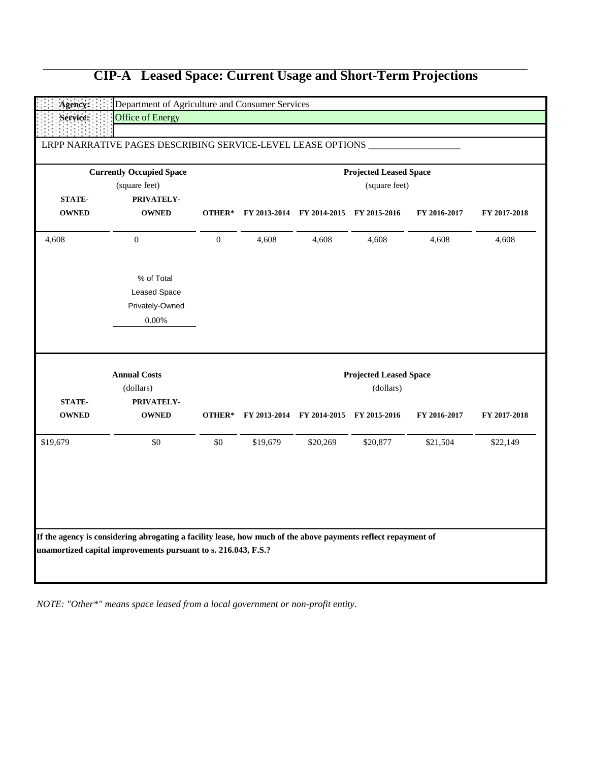# CIP-A Leased Space: Current Usage and Short-Term Projections

| | |
|---|---|
| **Agency:** | Department of Agriculture and Consumer Services |
| **Service:** | Office of Energy |

LRPP NARRATIVE PAGES DESCRIBING SERVICE-LEVEL LEASE OPTIONS ___________________

| Currently Occupied Space (square feet) | | | Projected Leased Space (square feet) | | | | |
|---|---|---|---|---|---|---|---|
| **STATE-OWNED** | **PRIVATELY-OWNED** | **OTHER*** | **FY 2013-2014** | **FY 2014-2015** | **FY 2015-2016** | **FY 2016-2017** | **FY 2017-2018** |
| 4,608 | 0 | 0 | 4,608 | 4,608 | 4,608 | 4,608 | 4,608 |

% of Total Leased Space Privately-Owned: 0.00%

| Annual Costs (dollars) | | | Projected Leased Space (dollars) | | | | |
|---|---|---|---|---|---|---|---|
| **STATE-OWNED** | **PRIVATELY-OWNED** | **OTHER*** | **FY 2013-2014** | **FY 2014-2015** | **FY 2015-2016** | **FY 2016-2017** | **FY 2017-2018** |
| $19,679 | $0 | $0 | $19,679 | $20,269 | $20,877 | $21,504 | $22,149 |

**If the agency is considering abrogating a facility lease, how much of the above payments reflect repayment of unamortized capital improvements pursuant to s. 216.043, F.S.?**

*NOTE: "Other*" means space leased from a local government or non-profit entity.*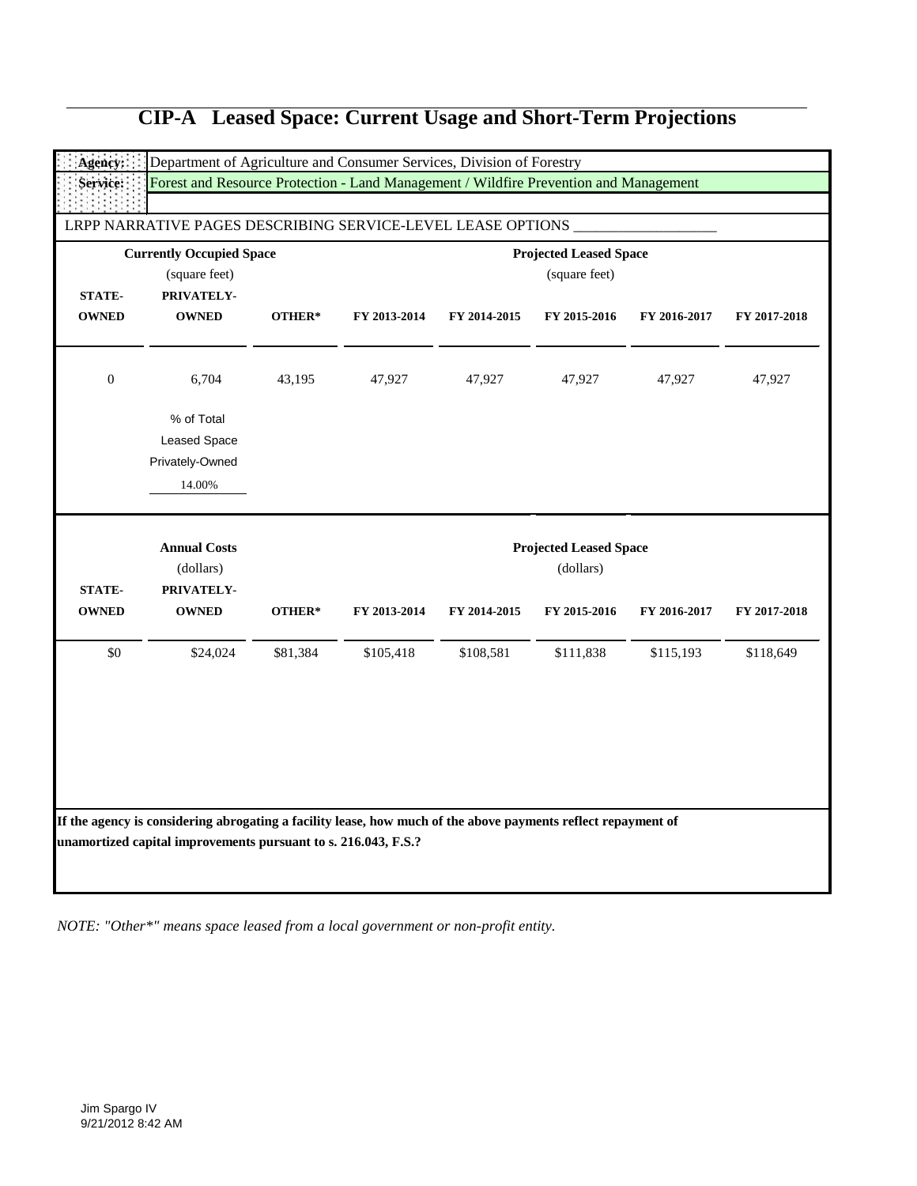# CIP-A Leased Space: Current Usage and Short-Term Projections

**Agency:** Department of Agriculture and Consumer Services, Division of Forestry

**Service:** Forest and Resource Protection - Land Management / Wildfire Prevention and Management

LRPP NARRATIVE PAGES DESCRIBING SERVICE-LEVEL LEASE OPTIONS ___________________

| Currently Occupied Space (square feet) | | | Projected Leased Space (square feet) | | | | |
|---|---|---|---|---|---|---|---|
| **STATE-OWNED** | **PRIVATELY-OWNED** | **OTHER*** | **FY 2013-2014** | **FY 2014-2015** | **FY 2015-2016** | **FY 2016-2017** | **FY 2017-2018** |
| 0 | 6,704 | 43,195 | 47,927 | 47,927 | 47,927 | 47,927 | 47,927 |
| | % of Total Leased Space Privately-Owned: 14.00% | | | | | | |

| Annual Costs (dollars) | | | Projected Leased Space (dollars) | | | | |
|---|---|---|---|---|---|---|---|
| **STATE-OWNED** | **PRIVATELY-OWNED** | **OTHER*** | **FY 2013-2014** | **FY 2014-2015** | **FY 2015-2016** | **FY 2016-2017** | **FY 2017-2018** |
| $0 | $24,024 | $81,384 | $105,418 | $108,581 | $111,838 | $115,193 | $118,649 |

**If the agency is considering abrogating a facility lease, how much of the above payments reflect repayment of unamortized capital improvements pursuant to s. 216.043, F.S.?**

*NOTE: "Other*" means space leased from a local government or non-profit entity.*

Jim Spargo IV
9/21/2012 8:42 AM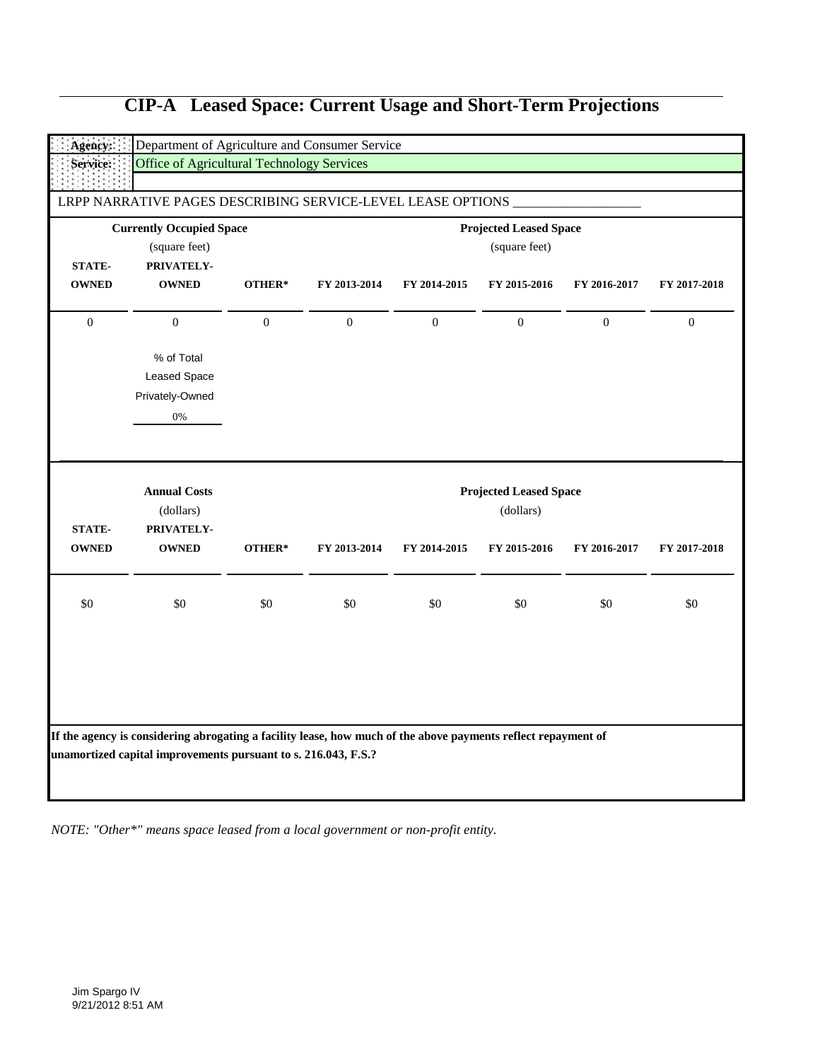# CIP-A Leased Space: Current Usage and Short-Term Projections

**Agency:** Department of Agriculture and Consumer Service

**Service:** Office of Agricultural Technology Services

LRPP NARRATIVE PAGES DESCRIBING SERVICE-LEVEL LEASE OPTIONS ___________________

| Currently Occupied Space (square feet) | | | Projected Leased Space (square feet) | | | | |
|---|---|---|---|---|---|---|---|
| **STATE-OWNED** | **PRIVATELY-OWNED** | **OTHER*** | **FY 2013-2014** | **FY 2014-2015** | **FY 2015-2016** | **FY 2016-2017** | **FY 2017-2018** |
| 0 | 0 | 0 | 0 | 0 | 0 | 0 | 0 |

% of Total Leased Space Privately-Owned

0%

| Annual Costs (dollars) | | | Projected Leased Space (dollars) | | | | |
|---|---|---|---|---|---|---|---|
| **STATE-OWNED** | **PRIVATELY-OWNED** | **OTHER*** | **FY 2013-2014** | **FY 2014-2015** | **FY 2015-2016** | **FY 2016-2017** | **FY 2017-2018** |
| $0 | $0 | $0 | $0 | $0 | $0 | $0 | $0 |

**If the agency is considering abrogating a facility lease, how much of the above payments reflect repayment of unamortized capital improvements pursuant to s. 216.043, F.S.?**

*NOTE: "Other*" means space leased from a local government or non-profit entity.*

Jim Spargo IV
9/21/2012 8:51 AM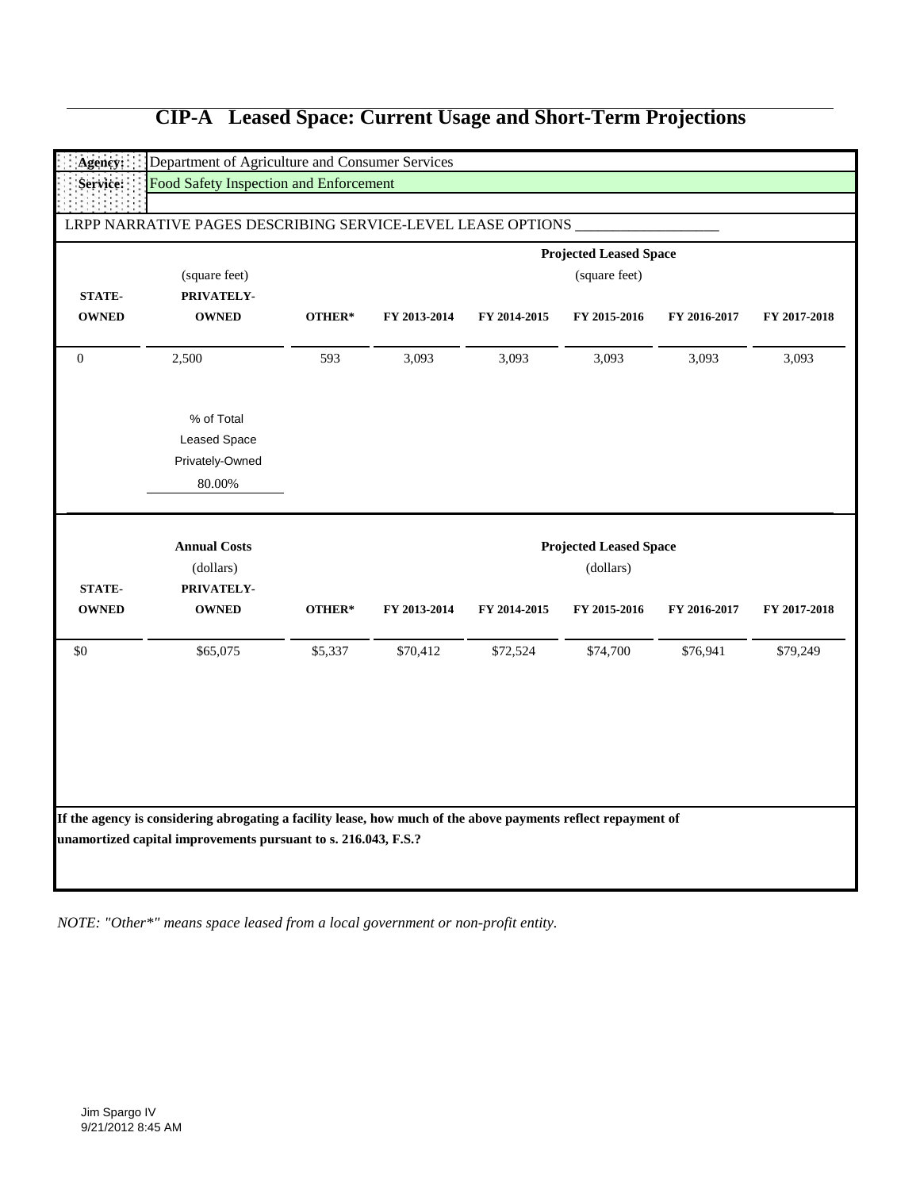# CIP-A Leased Space: Current Usage and Short-Term Projections

| Agency: | Department of Agriculture and Consumer Services |
|---|---|
| Service: | Food Safety Inspection and Enforcement |

LRPP NARRATIVE PAGES DESCRIBING SERVICE-LEVEL LEASE OPTIONS ___________________

| | (square feet) | | | | Projected Leased Space (square feet) | | |
|---|---|---|---|---|---|---|---|
| STATE-OWNED | PRIVATELY-OWNED | OTHER* | FY 2013-2014 | FY 2014-2015 | FY 2015-2016 | FY 2016-2017 | FY 2017-2018 |
| 0 | 2,500 | 593 | 3,093 | 3,093 | 3,093 | 3,093 | 3,093 |

% of Total Leased Space Privately-Owned
80.00%

| | Annual Costs (dollars) | | | | Projected Leased Space (dollars) | | |
|---|---|---|---|---|---|---|---|
| STATE-OWNED | PRIVATELY-OWNED | OTHER* | FY 2013-2014 | FY 2014-2015 | FY 2015-2016 | FY 2016-2017 | FY 2017-2018 |
| $0 | $65,075 | $5,337 | $70,412 | $72,524 | $74,700 | $76,941 | $79,249 |

**If the agency is considering abrogating a facility lease, how much of the above payments reflect repayment of unamortized capital improvements pursuant to s. 216.043, F.S.?**

*NOTE: "Other*" means space leased from a local government or non-profit entity.*

Jim Spargo IV
9/21/2012 8:45 AM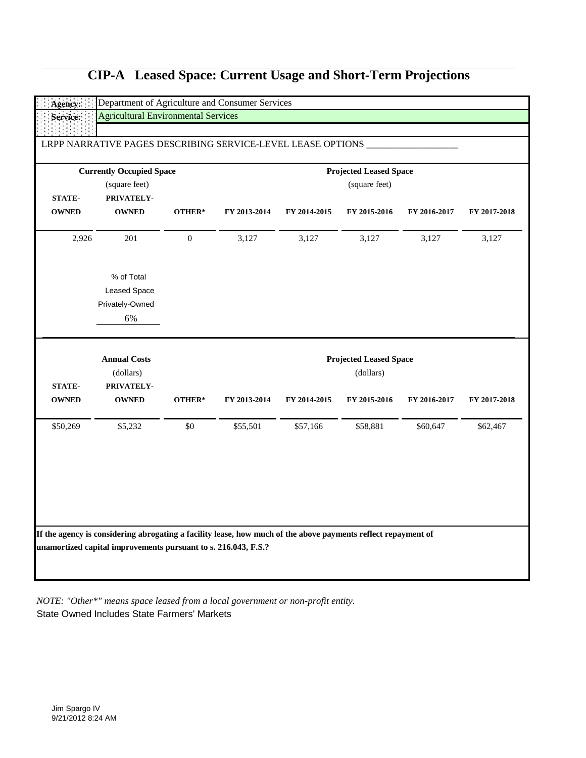# CIP-A Leased Space: Current Usage and Short-Term Projections

**Agency:** Department of Agriculture and Consumer Services
**Service:** Agricultural Environmental Services

LRPP NARRATIVE PAGES DESCRIBING SERVICE-LEVEL LEASE OPTIONS ___________________

| Currently Occupied Space (square feet) | | | Projected Leased Space (square feet) | | | | |
|---|---|---|---|---|---|---|---|
| **STATE-OWNED** | **PRIVATELY-OWNED** | **OTHER*** | **FY 2013-2014** | **FY 2014-2015** | **FY 2015-2016** | **FY 2016-2017** | **FY 2017-2018** |
| 2,926 | 201 | 0 | 3,127 | 3,127 | 3,127 | 3,127 | 3,127 |

% of Total Leased Space Privately-Owned: 6%

| Annual Costs (dollars) | | | Projected Leased Space (dollars) | | | | |
|---|---|---|---|---|---|---|---|
| **STATE-OWNED** | **PRIVATELY-OWNED** | **OTHER*** | **FY 2013-2014** | **FY 2014-2015** | **FY 2015-2016** | **FY 2016-2017** | **FY 2017-2018** |
| $50,269 | $5,232 | $0 | $55,501 | $57,166 | $58,881 | $60,647 | $62,467 |

**If the agency is considering abrogating a facility lease, how much of the above payments reflect repayment of unamortized capital improvements pursuant to s. 216.043, F.S.?**

*NOTE: "Other*" means space leased from a local government or non-profit entity.*
State Owned Includes State Farmers' Markets

Jim Spargo IV
9/21/2012 8:24 AM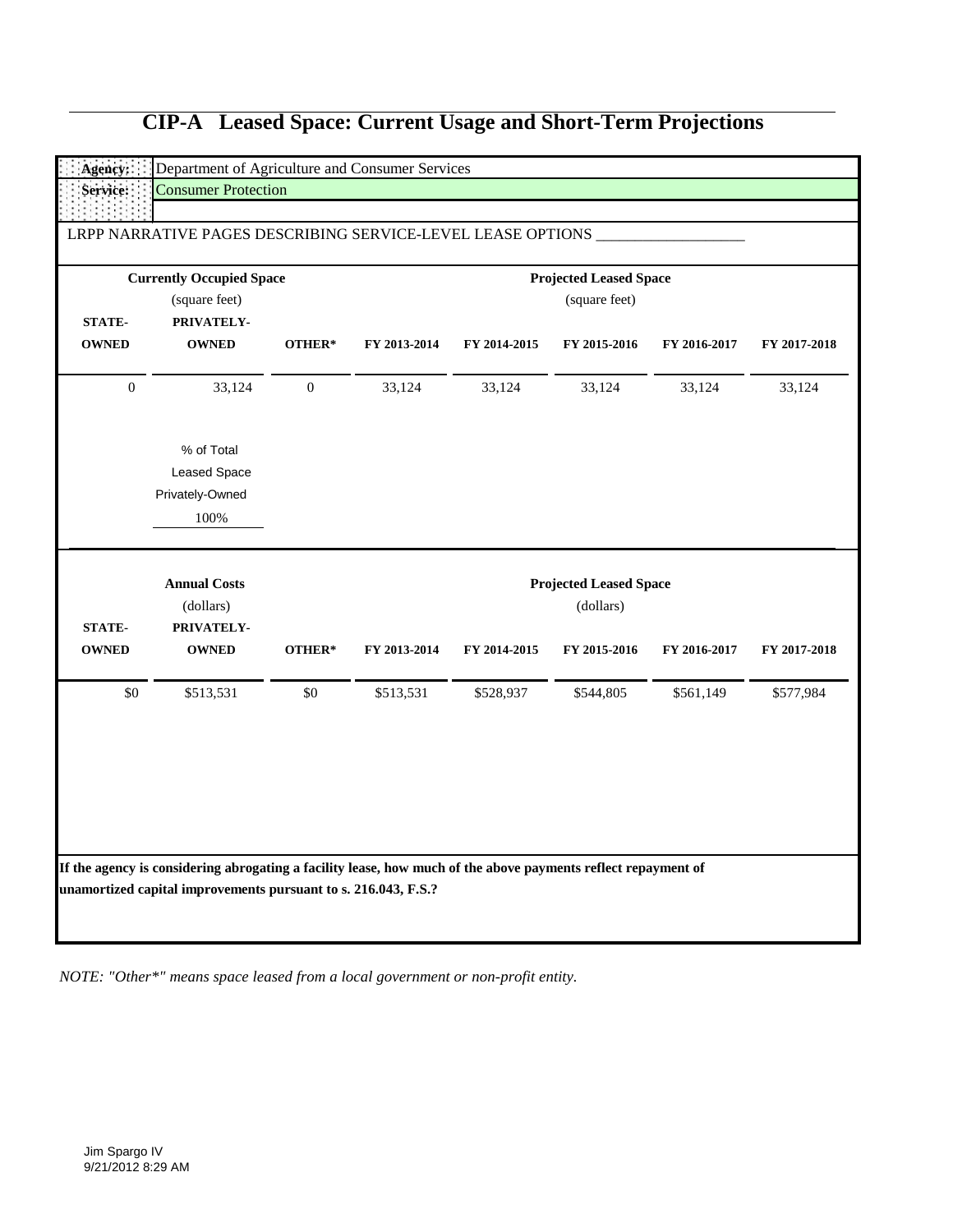# CIP-A Leased Space: Current Usage and Short-Term Projections

| | |
|---|---|
| **Agency:** | Department of Agriculture and Consumer Services |
| **Service:** | Consumer Protection |

LRPP NARRATIVE PAGES DESCRIBING SERVICE-LEVEL LEASE OPTIONS ___________________

| **Currently Occupied Space** (square feet) | | | **Projected Leased Space** (square feet) | | | | |
|---|---|---|---|---|---|---|---|
| **STATE-OWNED** | **PRIVATELY-OWNED** | **OTHER*** | **FY 2013-2014** | **FY 2014-2015** | **FY 2015-2016** | **FY 2016-2017** | **FY 2017-2018** |
| 0 | 33,124 | 0 | 33,124 | 33,124 | 33,124 | 33,124 | 33,124 |

% of Total Leased Space Privately-Owned

100%

| **Annual Costs** (dollars) | | | **Projected Leased Space** (dollars) | | | | |
|---|---|---|---|---|---|---|---|
| **STATE-OWNED** | **PRIVATELY-OWNED** | **OTHER*** | **FY 2013-2014** | **FY 2014-2015** | **FY 2015-2016** | **FY 2016-2017** | **FY 2017-2018** |
| $0 | $513,531 | $0 | $513,531 | $528,937 | $544,805 | $561,149 | $577,984 |

**If the agency is considering abrogating a facility lease, how much of the above payments reflect repayment of unamortized capital improvements pursuant to s. 216.043, F.S.?**

*NOTE: "Other*" means space leased from a local government or non-profit entity.*

Jim Spargo IV
9/21/2012 8:29 AM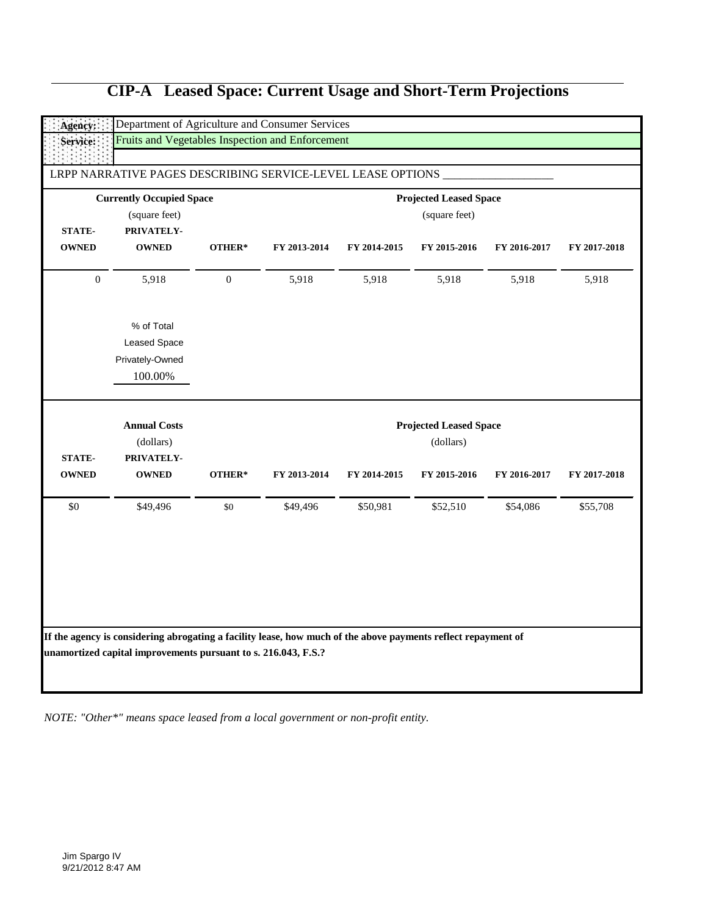# CIP-A Leased Space: Current Usage and Short-Term Projections

**Agency:** Department of Agriculture and Consumer Services

**Service:** Fruits and Vegetables Inspection and Enforcement

LRPP NARRATIVE PAGES DESCRIBING SERVICE-LEVEL LEASE OPTIONS ___________________

| Currently Occupied Space (square feet) | | | Projected Leased Space (square feet) | | | | |
|---|---|---|---|---|---|---|---|
| **STATE-OWNED** | **PRIVATELY-OWNED** | **OTHER*** | **FY 2013-2014** | **FY 2014-2015** | **FY 2015-2016** | **FY 2016-2017** | **FY 2017-2018** |
| 0 | 5,918 | 0 | 5,918 | 5,918 | 5,918 | 5,918 | 5,918 |

% of Total Leased Space Privately-Owned: 100.00%

| Annual Costs (dollars) | | | Projected Leased Space (dollars) | | | | |
|---|---|---|---|---|---|---|---|
| **STATE-OWNED** | **PRIVATELY-OWNED** | **OTHER*** | **FY 2013-2014** | **FY 2014-2015** | **FY 2015-2016** | **FY 2016-2017** | **FY 2017-2018** |
| $0 | $49,496 | $0 | $49,496 | $50,981 | $52,510 | $54,086 | $55,708 |

**If the agency is considering abrogating a facility lease, how much of the above payments reflect repayment of unamortized capital improvements pursuant to s. 216.043, F.S.?**

*NOTE: "Other*" means space leased from a local government or non-profit entity.*

Jim Spargo IV
9/21/2012 8:47 AM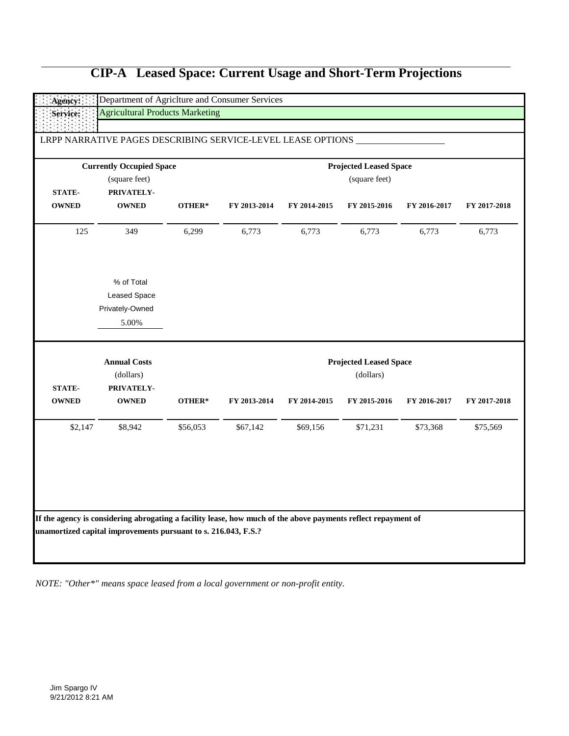# CIP-A Leased Space: Current Usage and Short-Term Projections

**Agency:** Department of Agriclture and Consumer Services

**Service:** Agricultural Products Marketing

LRPP NARRATIVE PAGES DESCRIBING SERVICE-LEVEL LEASE OPTIONS ___________________

| Currently Occupied Space (square feet) | | | Projected Leased Space (square feet) | | | | |
|---|---|---|---|---|---|---|---|
| STATE-OWNED | PRIVATELY-OWNED | OTHER* | FY 2013-2014 | FY 2014-2015 | FY 2015-2016 | FY 2016-2017 | FY 2017-2018 |
| 125 | 349 | 6,299 | 6,773 | 6,773 | 6,773 | 6,773 | 6,773 |

% of Total Leased Space Privately-Owned

5.00%

| Annual Costs (dollars) | | | Projected Leased Space (dollars) | | | | |
|---|---|---|---|---|---|---|---|
| STATE-OWNED | PRIVATELY-OWNED | OTHER* | FY 2013-2014 | FY 2014-2015 | FY 2015-2016 | FY 2016-2017 | FY 2017-2018 |
| $2,147 | $8,942 | $56,053 | $67,142 | $69,156 | $71,231 | $73,368 | $75,569 |

**If the agency is considering abrogating a facility lease, how much of the above payments reflect repayment of unamortized capital improvements pursuant to s. 216.043, F.S.?**

*NOTE: "Other*" means space leased from a local government or non-profit entity.*

Jim Spargo IV
9/21/2012 8:21 AM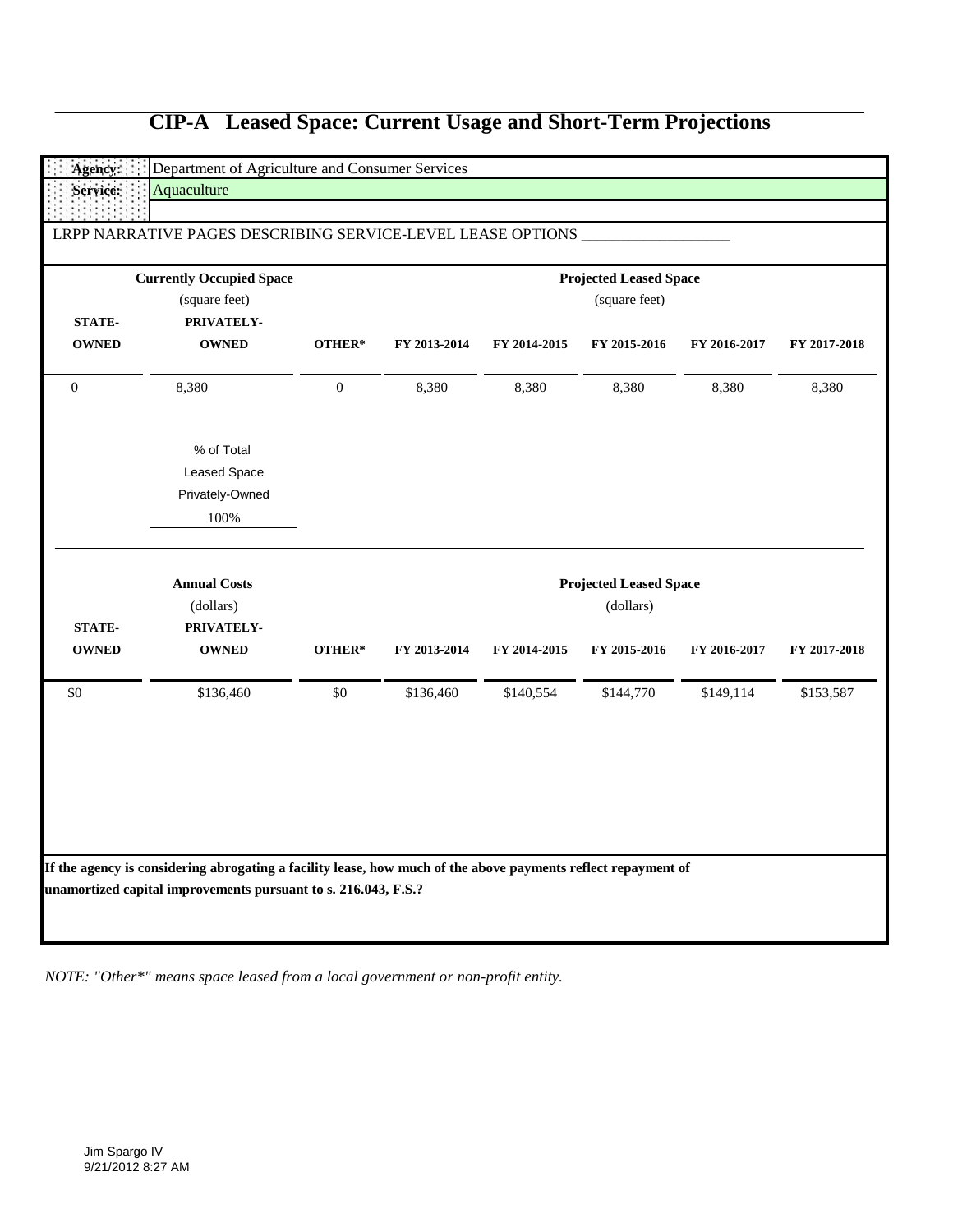# CIP-A Leased Space: Current Usage and Short-Term Projections

| **Agency:** | Department of Agriculture and Consumer Services |
|---|---|
| **Service:** | Aquaculture |

LRPP NARRATIVE PAGES DESCRIBING SERVICE-LEVEL LEASE OPTIONS ___________________

| Currently Occupied Space (square feet) | | | Projected Leased Space (square feet) | | | | |
|---|---|---|---|---|---|---|---|
| **STATE-OWNED** | **PRIVATELY-OWNED** | **OTHER*** | **FY 2013-2014** | **FY 2014-2015** | **FY 2015-2016** | **FY 2016-2017** | **FY 2017-2018** |
| 0 | 8,380 | 0 | 8,380 | 8,380 | 8,380 | 8,380 | 8,380 |

% of Total Leased Space Privately-Owned
100%

| Annual Costs (dollars) | | | Projected Leased Space (dollars) | | | | |
|---|---|---|---|---|---|---|---|
| **STATE-OWNED** | **PRIVATELY-OWNED** | **OTHER*** | **FY 2013-2014** | **FY 2014-2015** | **FY 2015-2016** | **FY 2016-2017** | **FY 2017-2018** |
| $0 | $136,460 | $0 | $136,460 | $140,554 | $144,770 | $149,114 | $153,587 |

**If the agency is considering abrogating a facility lease, how much of the above payments reflect repayment of unamortized capital improvements pursuant to s. 216.043, F.S.?**

*NOTE: "Other*" means space leased from a local government or non-profit entity.*

Jim Spargo IV
9/21/2012 8:27 AM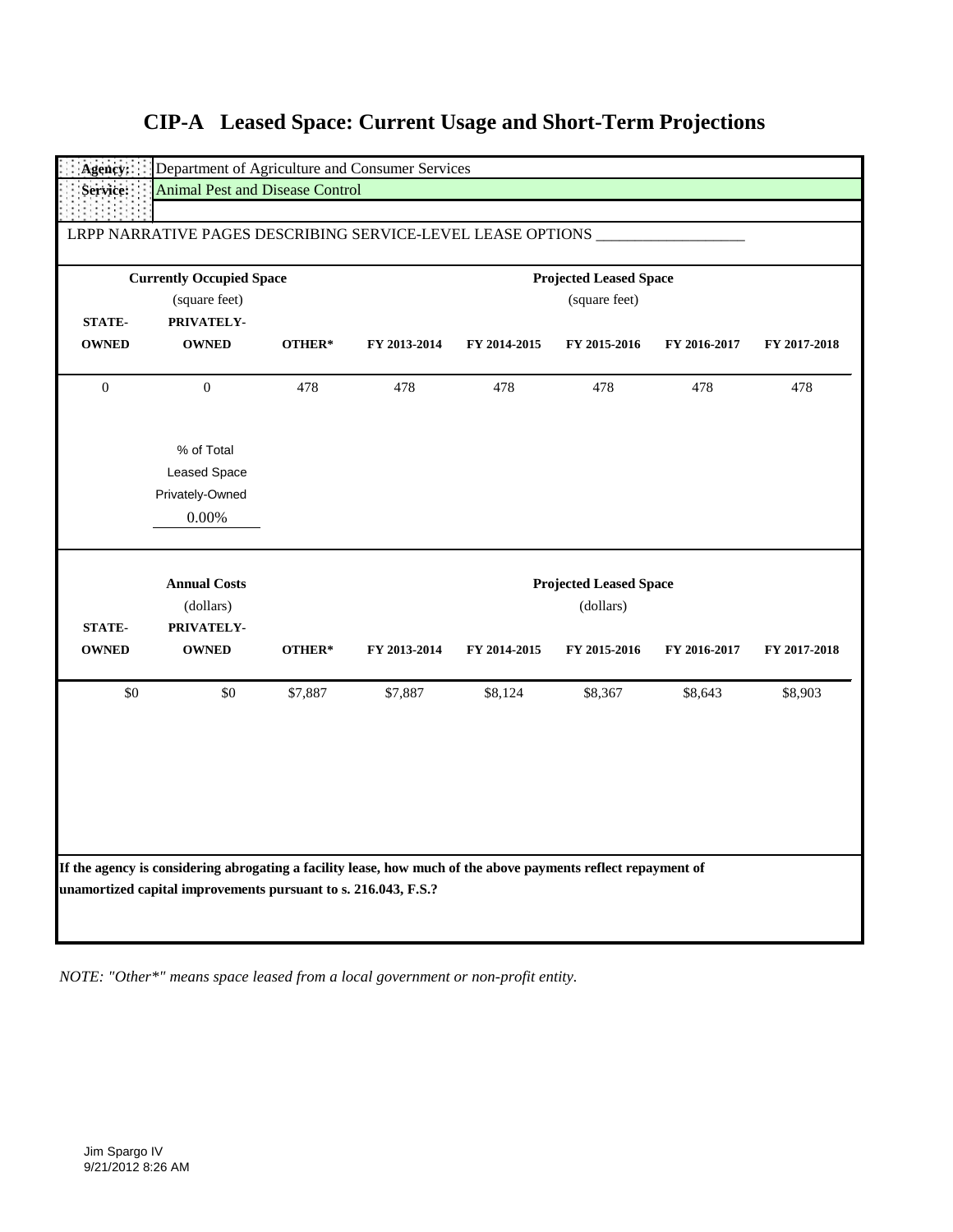# CIP-A Leased Space: Current Usage and Short-Term Projections

| | |
|---|---|
| **Agency:** | Department of Agriculture and Consumer Services |
| **Service:** | Animal Pest and Disease Control |

LRPP NARRATIVE PAGES DESCRIBING SERVICE-LEVEL LEASE OPTIONS ___________________

| Currently Occupied Space (square feet) | | | Projected Leased Space (square feet) | | | | |
|---|---|---|---|---|---|---|---|
| **STATE-OWNED** | **PRIVATELY-OWNED** | **OTHER*** | **FY 2013-2014** | **FY 2014-2015** | **FY 2015-2016** | **FY 2016-2017** | **FY 2017-2018** |
| 0 | 0 | 478 | 478 | 478 | 478 | 478 | 478 |

% of Total Leased Space Privately-Owned

0.00%

| Annual Costs (dollars) | | | Projected Leased Space (dollars) | | | | |
|---|---|---|---|---|---|---|---|
| **STATE-OWNED** | **PRIVATELY-OWNED** | **OTHER*** | **FY 2013-2014** | **FY 2014-2015** | **FY 2015-2016** | **FY 2016-2017** | **FY 2017-2018** |
| $0 | $0 | $7,887 | $7,887 | $8,124 | $8,367 | $8,643 | $8,903 |

**If the agency is considering abrogating a facility lease, how much of the above payments reflect repayment of unamortized capital improvements pursuant to s. 216.043, F.S.?**

*NOTE: "Other*" means space leased from a local government or non-profit entity.*

Jim Spargo IV
9/21/2012 8:26 AM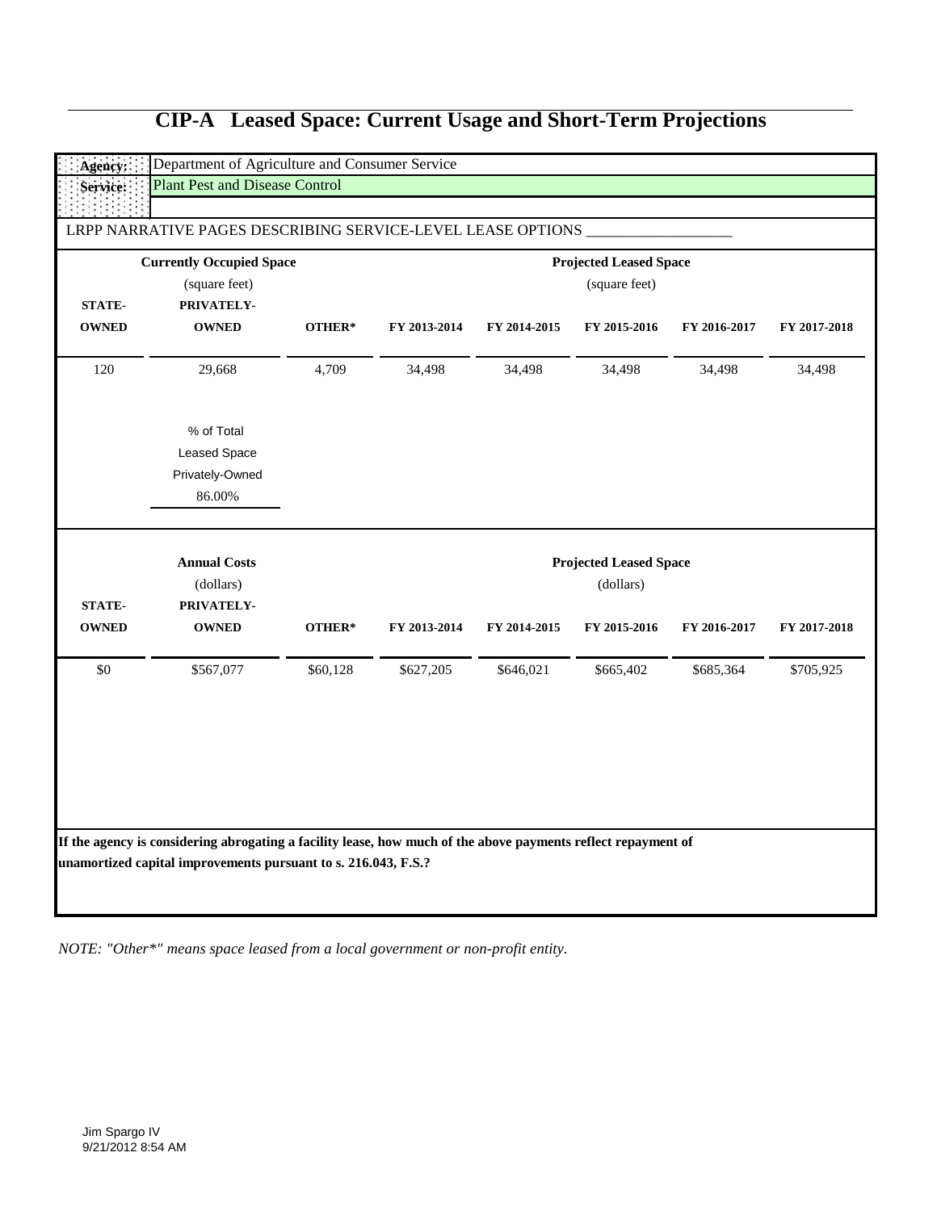# CIP-A Leased Space: Current Usage and Short-Term Projections

**Agency:** Department of Agriculture and Consumer Service

**Service:** Plant Pest and Disease Control

LRPP NARRATIVE PAGES DESCRIBING SERVICE-LEVEL LEASE OPTIONS ___________________

| Currently Occupied Space (square feet) | | | Projected Leased Space (square feet) | | | | |
|---|---|---|---|---|---|---|---|
| **STATE-OWNED** | **PRIVATELY-OWNED** | **OTHER*** | **FY 2013-2014** | **FY 2014-2015** | **FY 2015-2016** | **FY 2016-2017** | **FY 2017-2018** |
| 120 | 29,668 | 4,709 | 34,498 | 34,498 | 34,498 | 34,498 | 34,498 |

% of Total Leased Space Privately-Owned: 86.00%

| Annual Costs (dollars) | | | Projected Leased Space (dollars) | | | | |
|---|---|---|---|---|---|---|---|
| **STATE-OWNED** | **PRIVATELY-OWNED** | **OTHER*** | **FY 2013-2014** | **FY 2014-2015** | **FY 2015-2016** | **FY 2016-2017** | **FY 2017-2018** |
| $0 | $567,077 | $60,128 | $627,205 | $646,021 | $665,402 | $685,364 | $705,925 |

**If the agency is considering abrogating a facility lease, how much of the above payments reflect repayment of unamortized capital improvements pursuant to s. 216.043, F.S.?**

*NOTE: "Other*" means space leased from a local government or non-profit entity.*

Jim Spargo IV
9/21/2012 8:54 AM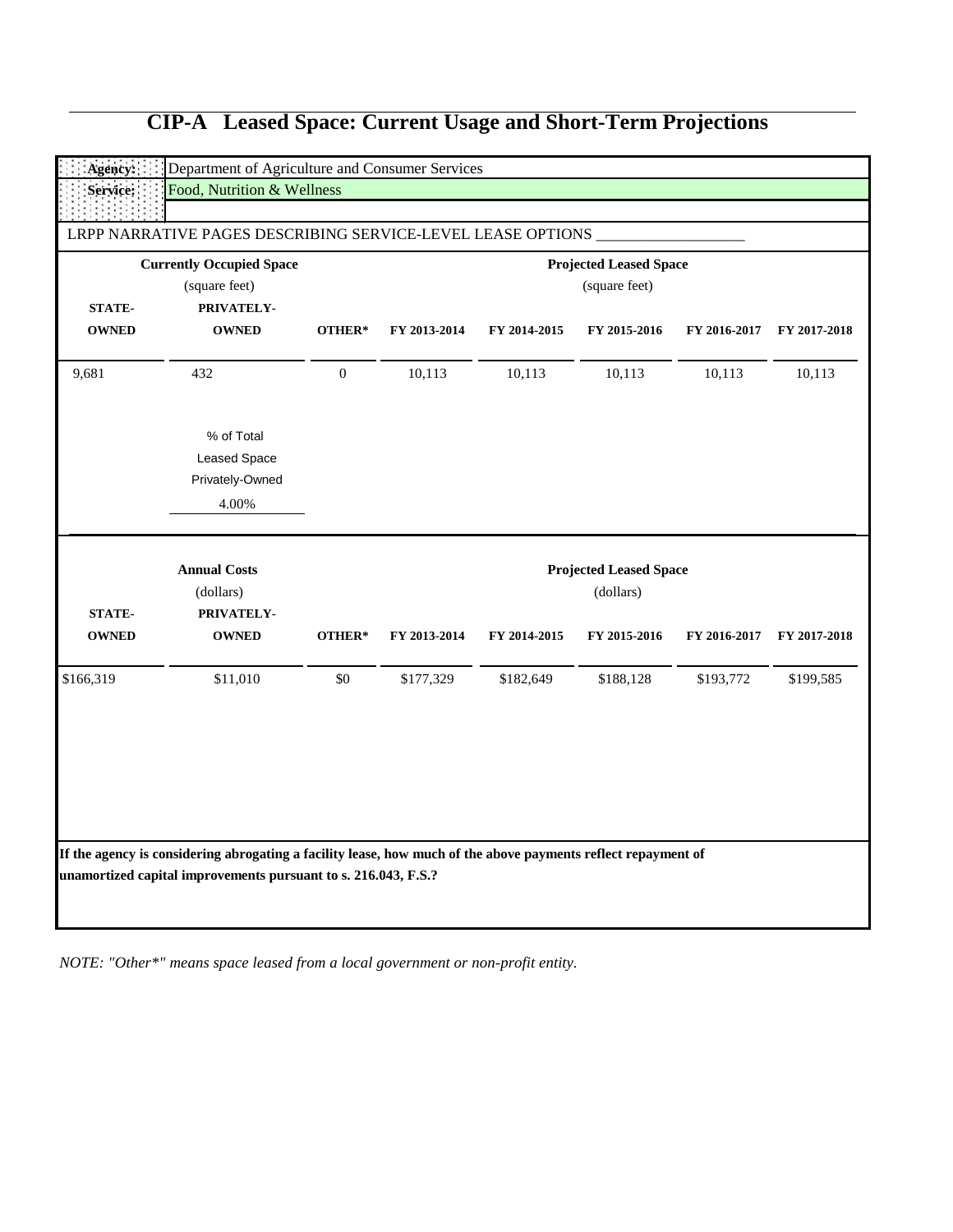# CIP-A Leased Space: Current Usage and Short-Term Projections

| | |
|---|---|
| **Agency:** | Department of Agriculture and Consumer Services |
| **Service:** | Food, Nutrition & Wellness |

LRPP NARRATIVE PAGES DESCRIBING SERVICE-LEVEL LEASE OPTIONS ___________________

| **Currently Occupied Space** (square feet) | | | **Projected Leased Space** (square feet) | | | | |
|---|---|---|---|---|---|---|---|
| **STATE-OWNED** | **PRIVATELY-OWNED** | **OTHER*** | **FY 2013-2014** | **FY 2014-2015** | **FY 2015-2016** | **FY 2016-2017** | **FY 2017-2018** |
| 9,681 | 432 | 0 | 10,113 | 10,113 | 10,113 | 10,113 | 10,113 |

% of Total
Leased Space
Privately-Owned
4.00%

| **Annual Costs** (dollars) | | | **Projected Leased Space** (dollars) | | | | |
|---|---|---|---|---|---|---|---|
| **STATE-OWNED** | **PRIVATELY-OWNED** | **OTHER*** | **FY 2013-2014** | **FY 2014-2015** | **FY 2015-2016** | **FY 2016-2017** | **FY 2017-2018** |
| $166,319 | $11,010 | $0 | $177,329 | $182,649 | $188,128 | $193,772 | $199,585 |

**If the agency is considering abrogating a facility lease, how much of the above payments reflect repayment of unamortized capital improvements pursuant to s. 216.043, F.S.?**

*NOTE: "Other*" means space leased from a local government or non-profit entity.*